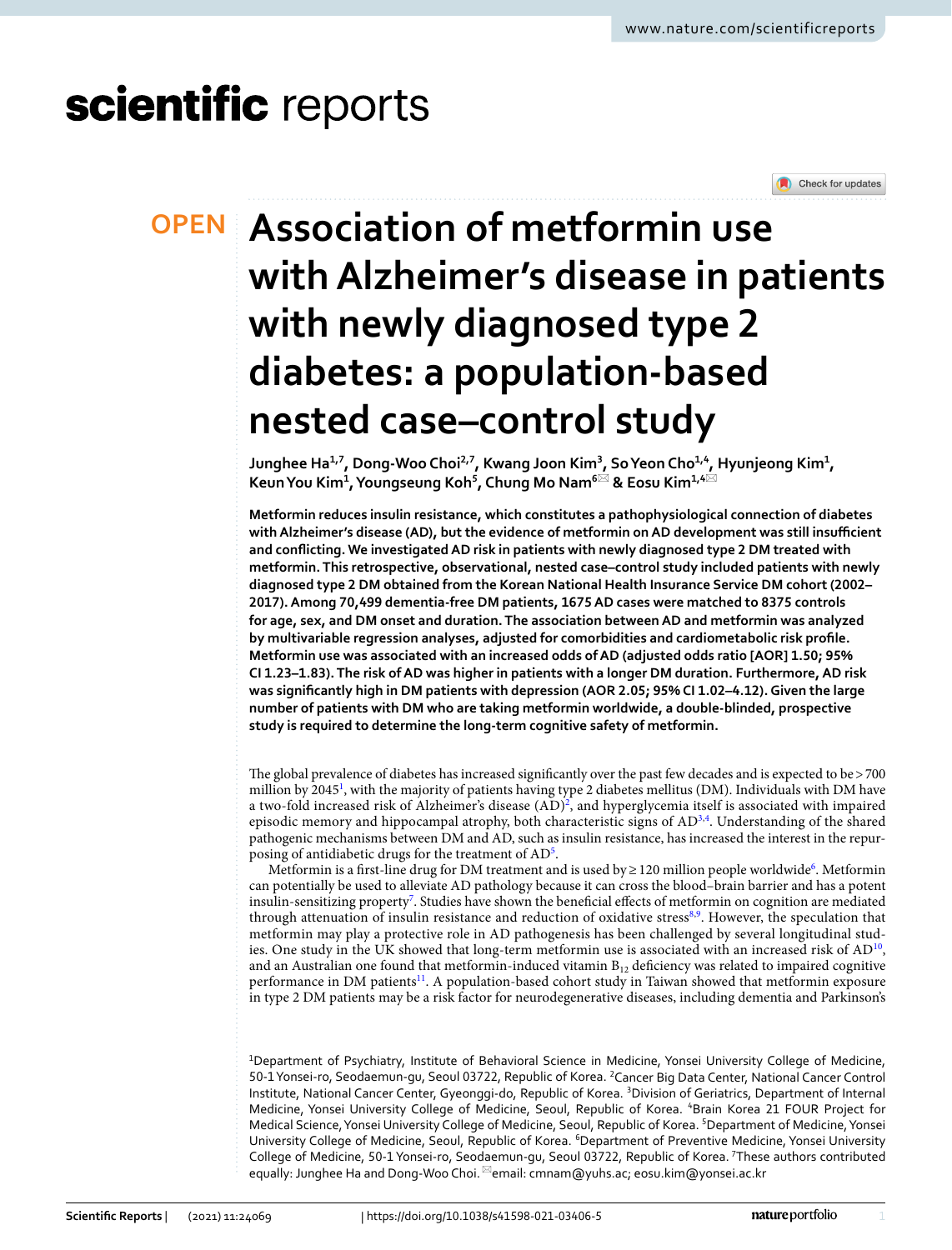# Association of metformin use with Alzheimer's disease in patients with newly diagnosed type 2 diabetes: a population-based nested case–control study

Junghee Ha[1,7], Dong-Woo Choi[2,7], Kwang Joon Kim[3], So Yeon Cho[1,4], Hyunjeong Kim[1], Keun You Kim[1], Youngseung Koh[5], Chung Mo Nam[6]✉ & Eosu Kim[1,4]✉

**Metformin reduces insulin resistance, which constitutes a pathophysiological connection of diabetes with Alzheimer's disease (AD), but the evidence of metformin on AD development was still insufficient and conflicting. We investigated AD risk in patients with newly diagnosed type 2 DM treated with metformin. This retrospective, observational, nested case–control study included patients with newly diagnosed type 2 DM obtained from the Korean National Health Insurance Service DM cohort (2002–2017). Among 70,499 dementia-free DM patients, 1675 AD cases were matched to 8375 controls for age, sex, and DM onset and duration. The association between AD and metformin was analyzed by multivariable regression analyses, adjusted for comorbidities and cardiometabolic risk profile. Metformin use was associated with an increased odds of AD (adjusted odds ratio [AOR] 1.50; 95% CI 1.23–1.83). The risk of AD was higher in patients with a longer DM duration. Furthermore, AD risk was significantly high in DM patients with depression (AOR 2.05; 95% CI 1.02–4.12). Given the large number of patients with DM who are taking metformin worldwide, a double-blinded, prospective study is required to determine the long-term cognitive safety of metformin.**

The global prevalence of diabetes has increased significantly over the past few decades and is expected to be > 700 million by 2045[1], with the majority of patients having type 2 diabetes mellitus (DM). Individuals with DM have a two-fold increased risk of Alzheimer's disease (AD)[2], and hyperglycemia itself is associated with impaired episodic memory and hippocampal atrophy, both characteristic signs of AD[3,4]. Understanding of the shared pathogenic mechanisms between DM and AD, such as insulin resistance, has increased the interest in the repurposing of antidiabetic drugs for the treatment of AD[5].

Metformin is a first-line drug for DM treatment and is used by ≥ 120 million people worldwide[6]. Metformin can potentially be used to alleviate AD pathology because it can cross the blood–brain barrier and has a potent insulin-sensitizing property[7]. Studies have shown the beneficial effects of metformin on cognition are mediated through attenuation of insulin resistance and reduction of oxidative stress[8,9]. However, the speculation that metformin may play a protective role in AD pathogenesis has been challenged by several longitudinal studies. One study in the UK showed that long-term metformin use is associated with an increased risk of AD[10], and an Australian one found that metformin-induced vitamin $B_{12}$ deficiency was related to impaired cognitive performance in DM patients[11]. A population-based cohort study in Taiwan showed that metformin exposure in type 2 DM patients may be a risk factor for neurodegenerative diseases, including dementia and Parkinson's

[1]Department of Psychiatry, Institute of Behavioral Science in Medicine, Yonsei University College of Medicine, 50-1 Yonsei-ro, Seodaemun-gu, Seoul 03722, Republic of Korea. [2]Cancer Big Data Center, National Cancer Control Institute, National Cancer Center, Gyeonggi-do, Republic of Korea. [3]Division of Geriatrics, Department of Internal Medicine, Yonsei University College of Medicine, Seoul, Republic of Korea. [4]Brain Korea 21 FOUR Project for Medical Science, Yonsei University College of Medicine, Seoul, Republic of Korea. [5]Department of Medicine, Yonsei University College of Medicine, Seoul, Republic of Korea. [6]Department of Preventive Medicine, Yonsei University College of Medicine, 50-1 Yonsei-ro, Seodaemun-gu, Seoul 03722, Republic of Korea. [7]These authors contributed equally: Junghee Ha and Dong-Woo Choi. ✉email: cmnam@yuhs.ac; eosu.kim@yonsei.ac.kr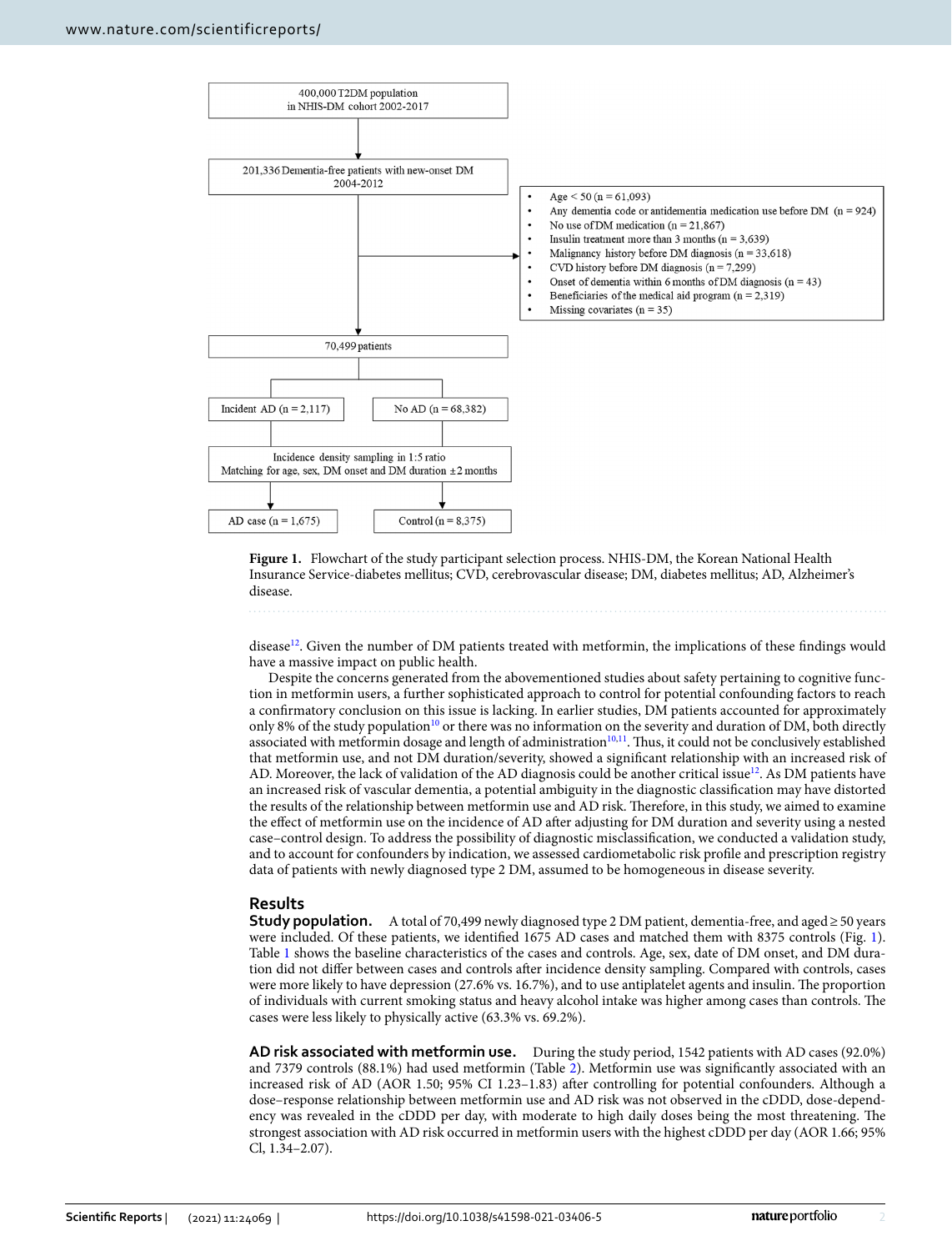400,000 T2DM population in NHIS-DM cohort 2002-2017

201,336 Dementia-free patients with new-onset DM 2004-2012

- Age < 50 (n = 61,093)
- Any dementia code or antidementia medication use before DM (n = 924)
- No use of DM medication (n = 21,867)
- Insulin treatment more than 3 months (n = 3,639)
- Malignancy history before DM diagnosis (n = 33,618)
- CVD history before DM diagnosis (n = 7,299)
- Onset of dementia within 6 months of DM diagnosis (n = 43)
- Beneficiaries of the medical aid program (n = 2,319)
- Missing covariates (n = 35)

70,499 patients

Incident AD (n = 2,117) | No AD (n = 68,382)

Incidence density sampling in 1:5 ratio
Matching for age, sex, DM onset and DM duration ±2 months

AD case (n = 1,675) | Control (n = 8,375)

**Figure 1.** Flowchart of the study participant selection process. NHIS-DM, the Korean National Health Insurance Service-diabetes mellitus; CVD, cerebrovascular disease; DM, diabetes mellitus; AD, Alzheimer's disease.

disease[12]. Given the number of DM patients treated with metformin, the implications of these findings would have a massive impact on public health.

Despite the concerns generated from the abovementioned studies about safety pertaining to cognitive function in metformin users, a further sophisticated approach to control for potential confounding factors to reach a confirmatory conclusion on this issue is lacking. In earlier studies, DM patients accounted for approximately only 8% of the study population[10] or there was no information on the severity and duration of DM, both directly associated with metformin dosage and length of administration[10,11]. Thus, it could not be conclusively established that metformin use, and not DM duration/severity, showed a significant relationship with an increased risk of AD. Moreover, the lack of validation of the AD diagnosis could be another critical issue[12]. As DM patients have an increased risk of vascular dementia, a potential ambiguity in the diagnostic classification may have distorted the results of the relationship between metformin use and AD risk. Therefore, in this study, we aimed to examine the effect of metformin use on the incidence of AD after adjusting for DM duration and severity using a nested case–control design. To address the possibility of diagnostic misclassification, we conducted a validation study, and to account for confounders by indication, we assessed cardiometabolic risk profile and prescription registry data of patients with newly diagnosed type 2 DM, assumed to be homogeneous in disease severity.

## Results

**Study population.** A total of 70,499 newly diagnosed type 2 DM patient, dementia-free, and aged ≥ 50 years were included. Of these patients, we identified 1675 AD cases and matched them with 8375 controls (Fig. 1). Table 1 shows the baseline characteristics of the cases and controls. Age, sex, date of DM onset, and DM duration did not differ between cases and controls after incidence density sampling. Compared with controls, cases were more likely to have depression (27.6% vs. 16.7%), and to use antiplatelet agents and insulin. The proportion of individuals with current smoking status and heavy alcohol intake was higher among cases than controls. The cases were less likely to physically active (63.3% vs. 69.2%).

**AD risk associated with metformin use.** During the study period, 1542 patients with AD cases (92.0%) and 7379 controls (88.1%) had used metformin (Table 2). Metformin use was significantly associated with an increased risk of AD (AOR 1.50; 95% CI 1.23–1.83) after controlling for potential confounders. Although a dose–response relationship between metformin use and AD risk was not observed in the cDDD, dose-dependency was revealed in the cDDD per day, with moderate to high daily doses being the most threatening. The strongest association with AD risk occurred in metformin users with the highest cDDD per day (AOR 1.66; 95% Cl, 1.34–2.07).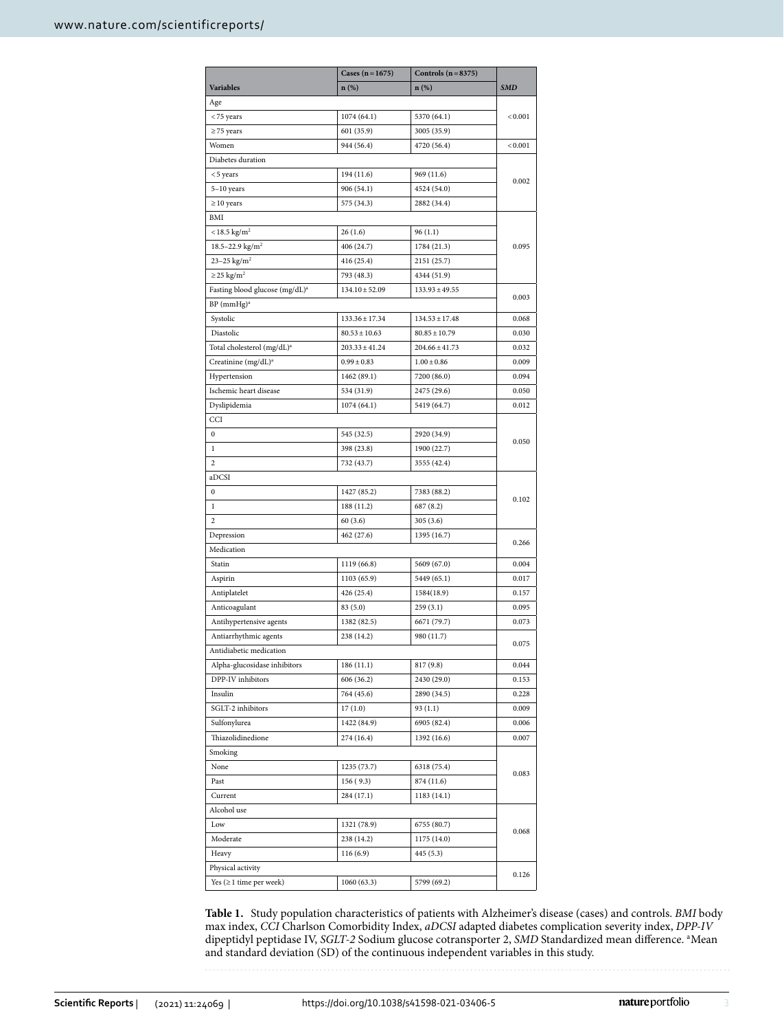| Variables | Cases (n = 1675) n (%) | Controls (n = 8375) n (%) | *SMD* |
|---|---|---|---|
| Age | | | |
| <75 years | 1074 (64.1) | 5370 (64.1) | <0.001 |
| ≥75 years | 601 (35.9) | 3005 (35.9) | |
| Women | 944 (56.4) | 4720 (56.4) | <0.001 |
| Diabetes duration | | | |
| <5 years | 194 (11.6) | 969 (11.6) | 0.002 |
| 5–10 years | 906 (54.1) | 4524 (54.0) | |
| ≥10 years | 575 (34.3) | 2882 (34.4) | |
| BMI | | | |
| <18.5 kg/m$^2$ | 26 (1.6) | 96 (1.1) | 0.095 |
| 18.5–22.9 kg/m$^2$ | 406 (24.7) | 1784 (21.3) | |
| 23–25 kg/m$^2$ | 416 (25.4) | 2151 (25.7) | |
| ≥25 kg/m$^2$ | 793 (48.3) | 4344 (51.9) | |
| Fasting blood glucose (mg/dL)[a] | 134.10 ± 52.09 | 133.93 ± 49.55 | 0.003 |
| BP (mmHg)[a] | | | |
| Systolic | 133.36 ± 17.34 | 134.53 ± 17.48 | 0.068 |
| Diastolic | 80.53 ± 10.63 | 80.85 ± 10.79 | 0.030 |
| Total cholesterol (mg/dL)[a] | 203.33 ± 41.24 | 204.66 ± 41.73 | 0.032 |
| Creatinine (mg/dL)[a] | 0.99 ± 0.83 | 1.00 ± 0.86 | 0.009 |
| Hypertension | 1462 (89.1) | 7200 (86.0) | 0.094 |
| Ischemic heart disease | 534 (31.9) | 2475 (29.6) | 0.050 |
| Dyslipidemia | 1074 (64.1) | 5419 (64.7) | 0.012 |
| CCI | | | |
| 0 | 545 (32.5) | 2920 (34.9) | 0.050 |
| 1 | 398 (23.8) | 1900 (22.7) | |
| 2 | 732 (43.7) | 3555 (42.4) | |
| aDCSI | | | |
| 0 | 1427 (85.2) | 7383 (88.2) | 0.102 |
| 1 | 188 (11.2) | 687 (8.2) | |
| 2 | 60 (3.6) | 305 (3.6) | |
| Depression | 462 (27.6) | 1395 (16.7) | 0.266 |
| Medication | | | |
| Statin | 1119 (66.8) | 5609 (67.0) | 0.004 |
| Aspirin | 1103 (65.9) | 5449 (65.1) | 0.017 |
| Antiplatelet | 426 (25.4) | 1584(18.9) | 0.157 |
| Anticoagulant | 83 (5.0) | 259 (3.1) | 0.095 |
| Antihypertensive agents | 1382 (82.5) | 6671 (79.7) | 0.073 |
| Antiarrhythmic agents | 238 (14.2) | 980 (11.7) | 0.075 |
| Antidiabetic medication | | | |
| Alpha-glucosidase inhibitors | 186 (11.1) | 817 (9.8) | 0.044 |
| DPP-IV inhibitors | 606 (36.2) | 2430 (29.0) | 0.153 |
| Insulin | 764 (45.6) | 2890 (34.5) | 0.228 |
| SGLT-2 inhibitors | 17 (1.0) | 93 (1.1) | 0.009 |
| Sulfonylurea | 1422 (84.9) | 6905 (82.4) | 0.006 |
| Thiazolidinedione | 274 (16.4) | 1392 (16.6) | 0.007 |
| Smoking | | | |
| None | 1235 (73.7) | 6318 (75.4) | 0.083 |
| Past | 156 ( 9.3) | 874 (11.6) | |
| Current | 284 (17.1) | 1183 (14.1) | |
| Alcohol use | | | |
| Low | 1321 (78.9) | 6755 (80.7) | 0.068 |
| Moderate | 238 (14.2) | 1175 (14.0) | |
| Heavy | 116 (6.9) | 445 (5.3) | |
| Physical activity | | | |
| Yes (≥1 time per week) | 1060 (63.3) | 5799 (69.2) | 0.126 |

**Table 1.** Study population characteristics of patients with Alzheimer's disease (cases) and controls. *BMI* body max index, *CCI* Charlson Comorbidity Index, *aDCSI* adapted diabetes complication severity index, *DPP-IV* dipeptidyl peptidase IV, *SGLT-2* Sodium glucose cotransporter 2, *SMD* Standardized mean difference. [a]Mean and standard deviation (SD) of the continuous independent variables in this study.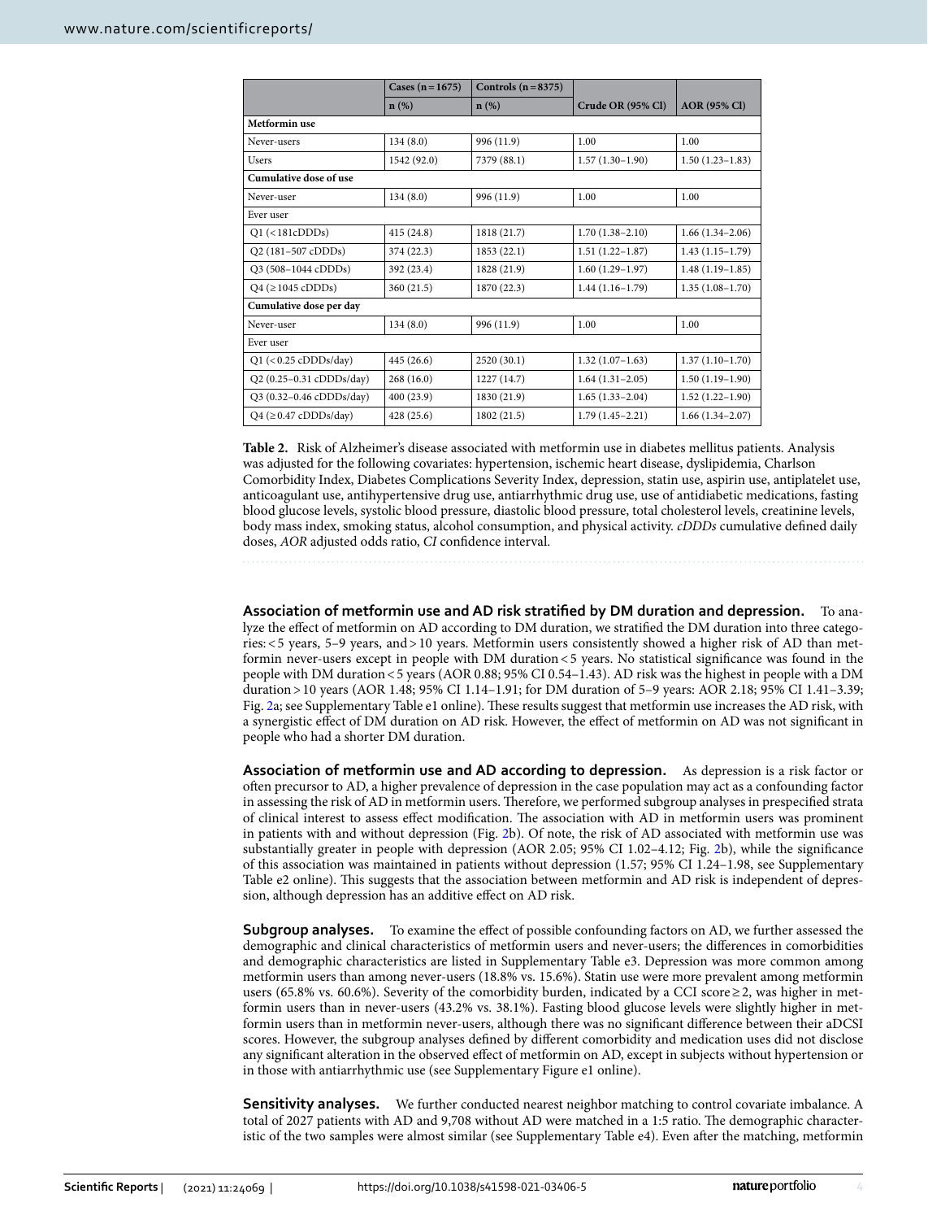| | Cases (n = 1675) | Controls (n = 8375) | | |
|---|---|---|---|---|
| | n (%) | n (%) | Crude OR (95% CI) | AOR (95% CI) |
| **Metformin use** | | | | |
| Never-users | 134 (8.0) | 996 (11.9) | 1.00 | 1.00 |
| Users | 1542 (92.0) | 7379 (88.1) | 1.57 (1.30–1.90) | 1.50 (1.23–1.83) |
| **Cumulative dose of use** | | | | |
| Never-user | 134 (8.0) | 996 (11.9) | 1.00 | 1.00 |
| Ever user | | | | |
| Q1 (< 181cDDDs) | 415 (24.8) | 1818 (21.7) | 1.70 (1.38–2.10) | 1.66 (1.34–2.06) |
| Q2 (181–507 cDDDs) | 374 (22.3) | 1853 (22.1) | 1.51 (1.22–1.87) | 1.43 (1.15–1.79) |
| Q3 (508–1044 cDDDs) | 392 (23.4) | 1828 (21.9) | 1.60 (1.29–1.97) | 1.48 (1.19–1.85) |
| Q4 (≥ 1045 cDDDs) | 360 (21.5) | 1870 (22.3) | 1.44 (1.16–1.79) | 1.35 (1.08–1.70) |
| **Cumulative dose per day** | | | | |
| Never-user | 134 (8.0) | 996 (11.9) | 1.00 | 1.00 |
| Ever user | | | | |
| Q1 (< 0.25 cDDDs/day) | 445 (26.6) | 2520 (30.1) | 1.32 (1.07–1.63) | 1.37 (1.10–1.70) |
| Q2 (0.25–0.31 cDDDs/day) | 268 (16.0) | 1227 (14.7) | 1.64 (1.31–2.05) | 1.50 (1.19–1.90) |
| Q3 (0.32–0.46 cDDDs/day) | 400 (23.9) | 1830 (21.9) | 1.65 (1.33–2.04) | 1.52 (1.22–1.90) |
| Q4 (≥ 0.47 cDDDs/day) | 428 (25.6) | 1802 (21.5) | 1.79 (1.45–2.21) | 1.66 (1.34–2.07) |

**Table 2.** Risk of Alzheimer's disease associated with metformin use in diabetes mellitus patients. Analysis was adjusted for the following covariates: hypertension, ischemic heart disease, dyslipidemia, Charlson Comorbidity Index, Diabetes Complications Severity Index, depression, statin use, aspirin use, antiplatelet use, anticoagulant use, antihypertensive drug use, antiarrhythmic drug use, use of antidiabetic medications, fasting blood glucose levels, systolic blood pressure, diastolic blood pressure, total cholesterol levels, creatinine levels, body mass index, smoking status, alcohol consumption, and physical activity. *cDDDs* cumulative defined daily doses, *AOR* adjusted odds ratio, *CI* confidence interval.

**Association of metformin use and AD risk stratified by DM duration and depression.** To analyze the effect of metformin on AD according to DM duration, we stratified the DM duration into three categories: < 5 years, 5–9 years, and > 10 years. Metformin users consistently showed a higher risk of AD than metformin never-users except in people with DM duration < 5 years. No statistical significance was found in the people with DM duration < 5 years (AOR 0.88; 95% CI 0.54–1.43). AD risk was the highest in people with a DM duration > 10 years (AOR 1.48; 95% CI 1.14–1.91; for DM duration of 5–9 years: AOR 2.18; 95% CI 1.41–3.39; Fig. 2a; see Supplementary Table e1 online). These results suggest that metformin use increases the AD risk, with a synergistic effect of DM duration on AD risk. However, the effect of metformin on AD was not significant in people who had a shorter DM duration.

**Association of metformin use and AD according to depression.** As depression is a risk factor or often precursor to AD, a higher prevalence of depression in the case population may act as a confounding factor in assessing the risk of AD in metformin users. Therefore, we performed subgroup analyses in prespecified strata of clinical interest to assess effect modification. The association with AD in metformin users was prominent in patients with and without depression (Fig. 2b). Of note, the risk of AD associated with metformin use was substantially greater in people with depression (AOR 2.05; 95% CI 1.02–4.12; Fig. 2b), while the significance of this association was maintained in patients without depression (1.57; 95% CI 1.24–1.98, see Supplementary Table e2 online). This suggests that the association between metformin and AD risk is independent of depression, although depression has an additive effect on AD risk.

**Subgroup analyses.** To examine the effect of possible confounding factors on AD, we further assessed the demographic and clinical characteristics of metformin users and never-users; the differences in comorbidities and demographic characteristics are listed in Supplementary Table e3. Depression was more common among metformin users than among never-users (18.8% vs. 15.6%). Statin use were more prevalent among metformin users (65.8% vs. 60.6%). Severity of the comorbidity burden, indicated by a CCI score ≥ 2, was higher in metformin users than in never-users (43.2% vs. 38.1%). Fasting blood glucose levels were slightly higher in metformin users than in metformin never-users, although there was no significant difference between their aDCSI scores. However, the subgroup analyses defined by different comorbidity and medication uses did not disclose any significant alteration in the observed effect of metformin on AD, except in subjects without hypertension or in those with antiarrhythmic use (see Supplementary Figure e1 online).

**Sensitivity analyses.** We further conducted nearest neighbor matching to control covariate imbalance. A total of 2027 patients with AD and 9,708 without AD were matched in a 1:5 ratio. The demographic characteristic of the two samples were almost similar (see Supplementary Table e4). Even after the matching, metformin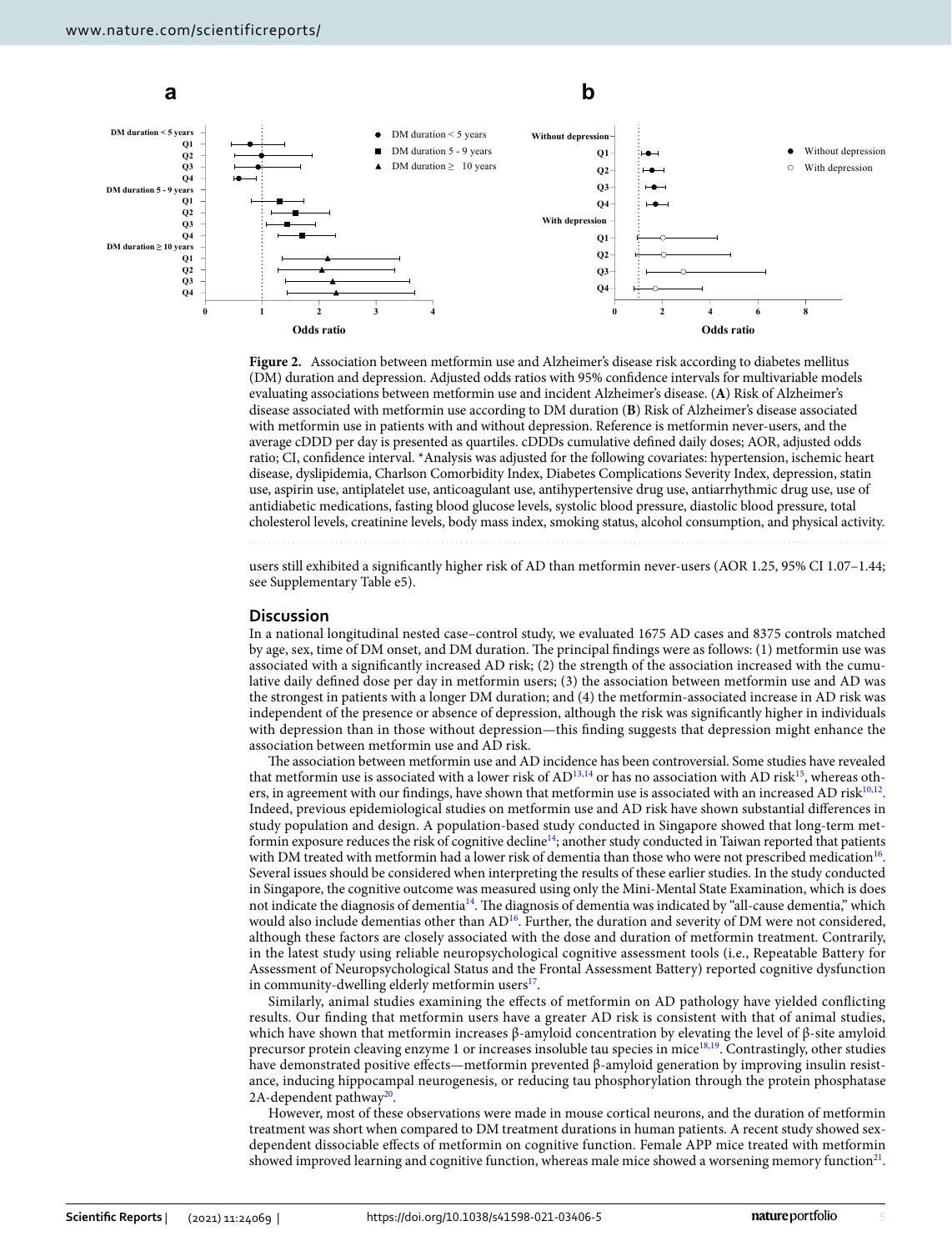**Figure 2.** Association between metformin use and Alzheimer's disease risk according to diabetes mellitus (DM) duration and depression. Adjusted odds ratios with 95% confidence intervals for multivariable models evaluating associations between metformin use and incident Alzheimer's disease. (**A**) Risk of Alzheimer's disease associated with metformin use according to DM duration (**B**) Risk of Alzheimer's disease associated with metformin use in patients with and without depression. Reference is metformin never-users, and the average cDDD per day is presented as quartiles. cDDDs cumulative defined daily doses; AOR, adjusted odds ratio; CI, confidence interval. *Analysis was adjusted for the following covariates: hypertension, ischemic heart disease, dyslipidemia, Charlson Comorbidity Index, Diabetes Complications Severity Index, depression, statin use, aspirin use, antiplatelet use, anticoagulant use, antihypertensive drug use, antiarrhythmic drug use, use of antidiabetic medications, fasting blood glucose levels, systolic blood pressure, diastolic blood pressure, total cholesterol levels, creatinine levels, body mass index, smoking status, alcohol consumption, and physical activity.

users still exhibited a significantly higher risk of AD than metformin never-users (AOR 1.25, 95% CI 1.07–1.44; see Supplementary Table e5).

## Discussion

In a national longitudinal nested case–control study, we evaluated 1675 AD cases and 8375 controls matched by age, sex, time of DM onset, and DM duration. The principal findings were as follows: (1) metformin use was associated with a significantly increased AD risk; (2) the strength of the association increased with the cumulative daily defined dose per day in metformin users; (3) the association between metformin use and AD was the strongest in patients with a longer DM duration; and (4) the metformin-associated increase in AD risk was independent of the presence or absence of depression, although the risk was significantly higher in individuals with depression than in those without depression—this finding suggests that depression might enhance the association between metformin use and AD risk.

The association between metformin use and AD incidence has been controversial. Some studies have revealed that metformin use is associated with a lower risk of AD[13,14] or has no association with AD risk[15], whereas others, in agreement with our findings, have shown that metformin use is associated with an increased AD risk[10,12]. Indeed, previous epidemiological studies on metformin use and AD risk have shown substantial differences in study population and design. A population-based study conducted in Singapore showed that long-term metformin exposure reduces the risk of cognitive decline[14]; another study conducted in Taiwan reported that patients with DM treated with metformin had a lower risk of dementia than those who were not prescribed medication[16]. Several issues should be considered when interpreting the results of these earlier studies. In the study conducted in Singapore, the cognitive outcome was measured using only the Mini-Mental State Examination, which is does not indicate the diagnosis of dementia[14]. The diagnosis of dementia was indicated by "all-cause dementia," which would also include dementias other than AD[16]. Further, the duration and severity of DM were not considered, although these factors are closely associated with the dose and duration of metformin treatment. Contrarily, in the latest study using reliable neuropsychological cognitive assessment tools (i.e., Repeatable Battery for Assessment of Neuropsychological Status and the Frontal Assessment Battery) reported cognitive dysfunction in community-dwelling elderly metformin users[17].

Similarly, animal studies examining the effects of metformin on AD pathology have yielded conflicting results. Our finding that metformin users have a greater AD risk is consistent with that of animal studies, which have shown that metformin increases β-amyloid concentration by elevating the level of β-site amyloid precursor protein cleaving enzyme 1 or increases insoluble tau species in mice[18,19]. Contrastingly, other studies have demonstrated positive effects—metformin prevented β-amyloid generation by improving insulin resistance, inducing hippocampal neurogenesis, or reducing tau phosphorylation through the protein phosphatase 2A-dependent pathway[20].

However, most of these observations were made in mouse cortical neurons, and the duration of metformin treatment was short when compared to DM treatment durations in human patients. A recent study showed sex-dependent dissociable effects of metformin on cognitive function. Female APP mice treated with metformin showed improved learning and cognitive function, whereas male mice showed a worsening memory function[21].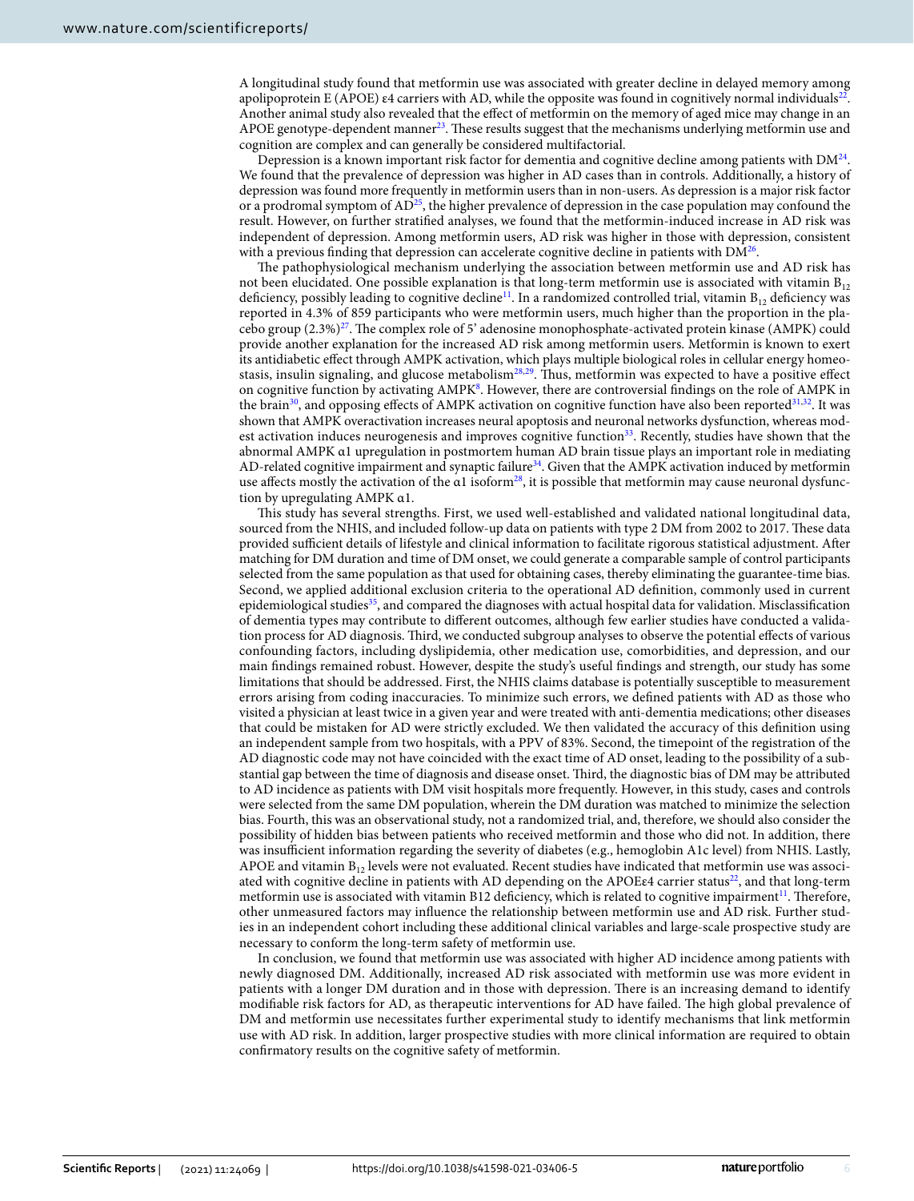A longitudinal study found that metformin use was associated with greater decline in delayed memory among apolipoprotein E (APOE) ε4 carriers with AD, while the opposite was found in cognitively normal individuals[22]. Another animal study also revealed that the effect of metformin on the memory of aged mice may change in an APOE genotype-dependent manner[23]. These results suggest that the mechanisms underlying metformin use and cognition are complex and can generally be considered multifactorial.

Depression is a known important risk factor for dementia and cognitive decline among patients with DM[24]. We found that the prevalence of depression was higher in AD cases than in controls. Additionally, a history of depression was found more frequently in metformin users than in non-users. As depression is a major risk factor or a prodromal symptom of AD[25], the higher prevalence of depression in the case population may confound the result. However, on further stratified analyses, we found that the metformin-induced increase in AD risk was independent of depression. Among metformin users, AD risk was higher in those with depression, consistent with a previous finding that depression can accelerate cognitive decline in patients with DM[26].

The pathophysiological mechanism underlying the association between metformin use and AD risk has not been elucidated. One possible explanation is that long-term metformin use is associated with vitamin $B_{12}$ deficiency, possibly leading to cognitive decline[11]. In a randomized controlled trial, vitamin $B_{12}$ deficiency was reported in 4.3% of 859 participants who were metformin users, much higher than the proportion in the placebo group (2.3%)[27]. The complex role of 5' adenosine monophosphate-activated protein kinase (AMPK) could provide another explanation for the increased AD risk among metformin users. Metformin is known to exert its antidiabetic effect through AMPK activation, which plays multiple biological roles in cellular energy homeostasis, insulin signaling, and glucose metabolism[28,29]. Thus, metformin was expected to have a positive effect on cognitive function by activating AMPK[8]. However, there are controversial findings on the role of AMPK in the brain[30], and opposing effects of AMPK activation on cognitive function have also been reported[31,32]. It was shown that AMPK overactivation increases neural apoptosis and neuronal networks dysfunction, whereas modest activation induces neurogenesis and improves cognitive function[33]. Recently, studies have shown that the abnormal AMPK α1 upregulation in postmortem human AD brain tissue plays an important role in mediating AD-related cognitive impairment and synaptic failure[34]. Given that the AMPK activation induced by metformin use affects mostly the activation of the α1 isoform[28], it is possible that metformin may cause neuronal dysfunction by upregulating AMPK α1.

This study has several strengths. First, we used well-established and validated national longitudinal data, sourced from the NHIS, and included follow-up data on patients with type 2 DM from 2002 to 2017. These data provided sufficient details of lifestyle and clinical information to facilitate rigorous statistical adjustment. After matching for DM duration and time of DM onset, we could generate a comparable sample of control participants selected from the same population as that used for obtaining cases, thereby eliminating the guarantee-time bias. Second, we applied additional exclusion criteria to the operational AD definition, commonly used in current epidemiological studies[35], and compared the diagnoses with actual hospital data for validation. Misclassification of dementia types may contribute to different outcomes, although few earlier studies have conducted a validation process for AD diagnosis. Third, we conducted subgroup analyses to observe the potential effects of various confounding factors, including dyslipidemia, other medication use, comorbidities, and depression, and our main findings remained robust. However, despite the study's useful findings and strength, our study has some limitations that should be addressed. First, the NHIS claims database is potentially susceptible to measurement errors arising from coding inaccuracies. To minimize such errors, we defined patients with AD as those who visited a physician at least twice in a given year and were treated with anti-dementia medications; other diseases that could be mistaken for AD were strictly excluded. We then validated the accuracy of this definition using an independent sample from two hospitals, with a PPV of 83%. Second, the timepoint of the registration of the AD diagnostic code may not have coincided with the exact time of AD onset, leading to the possibility of a substantial gap between the time of diagnosis and disease onset. Third, the diagnostic bias of DM may be attributed to AD incidence as patients with DM visit hospitals more frequently. However, in this study, cases and controls were selected from the same DM population, wherein the DM duration was matched to minimize the selection bias. Fourth, this was an observational study, not a randomized trial, and, therefore, we should also consider the possibility of hidden bias between patients who received metformin and those who did not. In addition, there was insufficient information regarding the severity of diabetes (e.g., hemoglobin A1c level) from NHIS. Lastly, APOE and vitamin $B_{12}$ levels were not evaluated. Recent studies have indicated that metformin use was associated with cognitive decline in patients with AD depending on the APOEε4 carrier status[22], and that long-term metformin use is associated with vitamin B12 deficiency, which is related to cognitive impairment[11]. Therefore, other unmeasured factors may influence the relationship between metformin use and AD risk. Further studies in an independent cohort including these additional clinical variables and large-scale prospective study are necessary to conform the long-term safety of metformin use.

In conclusion, we found that metformin use was associated with higher AD incidence among patients with newly diagnosed DM. Additionally, increased AD risk associated with metformin use was more evident in patients with a longer DM duration and in those with depression. There is an increasing demand to identify modifiable risk factors for AD, as therapeutic interventions for AD have failed. The high global prevalence of DM and metformin use necessitates further experimental study to identify mechanisms that link metformin use with AD risk. In addition, larger prospective studies with more clinical information are required to obtain confirmatory results on the cognitive safety of metformin.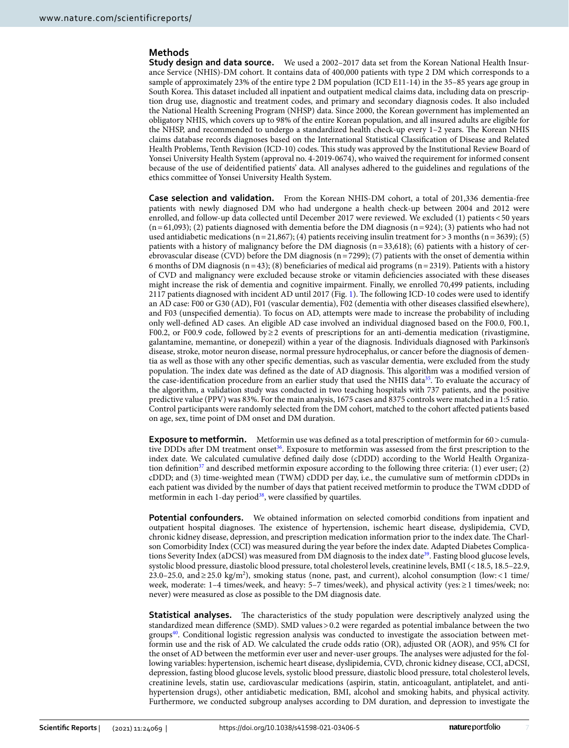## Methods

**Study design and data source.** We used a 2002–2017 data set from the Korean National Health Insurance Service (NHIS)-DM cohort. It contains data of 400,000 patients with type 2 DM which corresponds to a sample of approximately 23% of the entire type 2 DM population (ICD E11-14) in the 35–85 years age group in South Korea. This dataset included all inpatient and outpatient medical claims data, including data on prescription drug use, diagnostic and treatment codes, and primary and secondary diagnosis codes. It also included the National Health Screening Program (NHSP) data. Since 2000, the Korean government has implemented an obligatory NHIS, which covers up to 98% of the entire Korean population, and all insured adults are eligible for the NHSP, and recommended to undergo a standardized health check-up every 1–2 years. The Korean NHIS claims database records diagnoses based on the International Statistical Classification of Disease and Related Health Problems, Tenth Revision (ICD-10) codes. This study was approved by the Institutional Review Board of Yonsei University Health System (approval no. 4-2019-0674), who waived the requirement for informed consent because of the use of deidentified patients' data. All analyses adhered to the guidelines and regulations of the ethics committee of Yonsei University Health System.

**Case selection and validation.** From the Korean NHIS-DM cohort, a total of 201,336 dementia-free patients with newly diagnosed DM who had undergone a health check-up between 2004 and 2012 were enrolled, and follow-up data collected until December 2017 were reviewed. We excluded (1) patients < 50 years (n = 61,093); (2) patients diagnosed with dementia before the DM diagnosis (n = 924); (3) patients who had not used antidiabetic medications (n = 21,867); (4) patients receiving insulin treatment for > 3 months (n = 3639); (5) patients with a history of malignancy before the DM diagnosis (n = 33,618); (6) patients with a history of cerebrovascular disease (CVD) before the DM diagnosis (n = 7299); (7) patients with the onset of dementia within 6 months of DM diagnosis (n = 43); (8) beneficiaries of medical aid programs (n = 2319). Patients with a history of CVD and malignancy were excluded because stroke or vitamin deficiencies associated with these diseases might increase the risk of dementia and cognitive impairment. Finally, we enrolled 70,499 patients, including 2117 patients diagnosed with incident AD until 2017 (Fig. 1). The following ICD-10 codes were used to identify an AD case: F00 or G30 (AD), F01 (vascular dementia), F02 (dementia with other diseases classified elsewhere), and F03 (unspecified dementia). To focus on AD, attempts were made to increase the probability of including only well-defined AD cases. An eligible AD case involved an individual diagnosed based on the F00.0, F00.1, F00.2, or F00.9 code, followed by ≥ 2 events of prescriptions for an anti-dementia medication (rivastigmine, galantamine, memantine, or donepezil) within a year of the diagnosis. Individuals diagnosed with Parkinson's disease, stroke, motor neuron disease, normal pressure hydrocephalus, or cancer before the diagnosis of dementia as well as those with any other specific dementias, such as vascular dementia, were excluded from the study population. The index date was defined as the date of AD diagnosis. This algorithm was a modified version of the case-identification procedure from an earlier study that used the NHIS data[35]. To evaluate the accuracy of the algorithm, a validation study was conducted in two teaching hospitals with 737 patients, and the positive predictive value (PPV) was 83%. For the main analysis, 1675 cases and 8375 controls were matched in a 1:5 ratio. Control participants were randomly selected from the DM cohort, matched to the cohort affected patients based on age, sex, time point of DM onset and DM duration.

**Exposure to metformin.** Metformin use was defined as a total prescription of metformin for 60 > cumulative DDDs after DM treatment onset[36]. Exposure to metformin was assessed from the first prescription to the index date. We calculated cumulative defined daily dose (cDDD) according to the World Health Organization definition[37] and described metformin exposure according to the following three criteria: (1) ever user; (2) cDDD; and (3) time-weighted mean (TWM) cDDD per day, i.e., the cumulative sum of metformin cDDDs in each patient was divided by the number of days that patient received metformin to produce the TWM cDDD of metformin in each 1-day period[38], were classified by quartiles.

**Potential confounders.** We obtained information on selected comorbid conditions from inpatient and outpatient hospital diagnoses. The existence of hypertension, ischemic heart disease, dyslipidemia, CVD, chronic kidney disease, depression, and prescription medication information prior to the index date. The Charlson Comorbidity Index (CCI) was measured during the year before the index date. Adapted Diabetes Complications Severity Index (aDCSI) was measured from DM diagnosis to the index date[39]. Fasting blood glucose levels, systolic blood pressure, diastolic blood pressure, total cholesterol levels, creatinine levels, BMI (< 18.5, 18.5–22.9, 23.0–25.0, and ≥ 25.0 kg/m$^2$), smoking status (none, past, and current), alcohol consumption (low: < 1 time/week, moderate: 1–4 times/week, and heavy: 5–7 times/week), and physical activity (yes: ≥ 1 times/week; no: never) were measured as close as possible to the DM diagnosis date.

**Statistical analyses.** The characteristics of the study population were descriptively analyzed using the standardized mean difference (SMD). SMD values > 0.2 were regarded as potential imbalance between the two groups[40]. Conditional logistic regression analysis was conducted to investigate the association between metformin use and the risk of AD. We calculated the crude odds ratio (OR), adjusted OR (AOR), and 95% CI for the onset of AD between the metformin ever user and never-user groups. The analyses were adjusted for the following variables: hypertension, ischemic heart disease, dyslipidemia, CVD, chronic kidney disease, CCI, aDCSI, depression, fasting blood glucose levels, systolic blood pressure, diastolic blood pressure, total cholesterol levels, creatinine levels, statin use, cardiovascular medications (aspirin, statin, anticoagulant, antiplatelet, and antihypertension drugs), other antidiabetic medication, BMI, alcohol and smoking habits, and physical activity. Furthermore, we conducted subgroup analyses according to DM duration, and depression to investigate the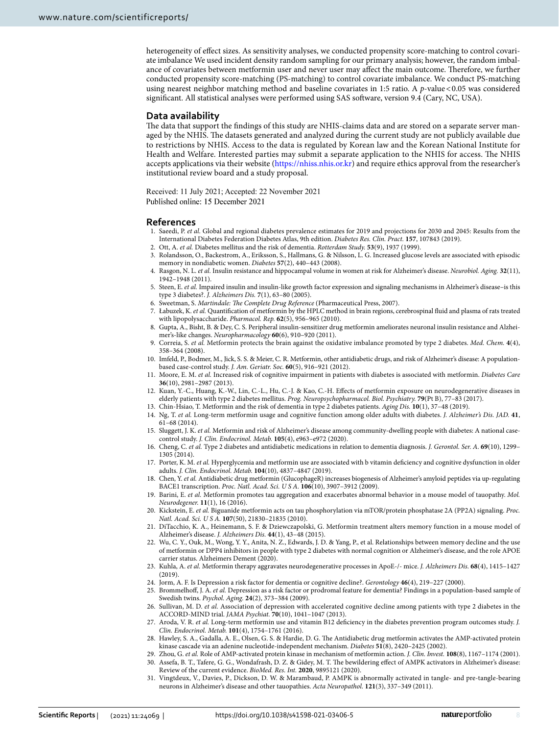heterogeneity of effect sizes. As sensitivity analyses, we conducted propensity score-matching to control covariate imbalance We used incident density random sampling for our primary analysis; however, the random imbalance of covariates between metformin user and never user may affect the main outcome. Therefore, we further conducted propensity score-matching (PS-matching) to control covariate imbalance. We conduct PS-matching using nearest neighbor matching method and baseline covariates in 1:5 ratio. A *p*-value < 0.05 was considered significant. All statistical analyses were performed using SAS software, version 9.4 (Cary, NC, USA).

## Data availability

The data that support the findings of this study are NHIS-claims data and are stored on a separate server managed by the NHIS. The datasets generated and analyzed during the current study are not publicly available due to restrictions by NHIS. Access to the data is regulated by Korean law and the Korean National Institute for Health and Welfare. Interested parties may submit a separate application to the NHIS for access. The NHIS accepts applications via their website (https://nhiss.nhis.or.kr) and require ethics approval from the researcher's institutional review board and a study proposal.

Received: 11 July 2021; Accepted: 22 November 2021
Published online: 15 December 2021

## References

1. Saeedi, P. *et al.* Global and regional diabetes prevalence estimates for 2019 and projections for 2030 and 2045: Results from the International Diabetes Federation Diabetes Atlas, 9th edition. *Diabetes Res. Clin. Pract.* **157**, 107843 (2019).
2. Ott, A. *et al.* Diabetes mellitus and the risk of dementia. *Rotterdam Study.* **53**(9), 1937 (1999).
3. Rolandsson, O., Backestrom, A., Eriksson, S., Hallmans, G. & Nilsson, L. G. Increased glucose levels are associated with episodic memory in nondiabetic women. *Diabetes* **57**(2), 440–443 (2008).
4. Rasgon, N. L. *et al.* Insulin resistance and hippocampal volume in women at risk for Alzheimer's disease. *Neurobiol. Aging.* **32**(11), 1942–1948 (2011).
5. Steen, E. *et al.* Impaired insulin and insulin-like growth factor expression and signaling mechanisms in Alzheimer's disease–is this type 3 diabetes?. *J. Alzheimers Dis.* **7**(1), 63–80 (2005).
6. Sweetman, S. *Martindale: The Complete Drug Reference* (Pharmaceutical Press, 2007).
7. Łabuzek, K. *et al.* Quantification of metformin by the HPLC method in brain regions, cerebrospinal fluid and plasma of rats treated with lipopolysaccharide. *Pharmacol. Rep.* **62**(5), 956–965 (2010).
8. Gupta, A., Bisht, B. & Dey, C. S. Peripheral insulin-sensitizer drug metformin ameliorates neuronal insulin resistance and Alzheimer's-like changes. *Neuropharmacology* **60**(6), 910–920 (2011).
9. Correia, S. *et al.* Metformin protects the brain against the oxidative imbalance promoted by type 2 diabetes. *Med. Chem.* **4**(4), 358–364 (2008).
10. Imfeld, P., Bodmer, M., Jick, S. S. & Meier, C. R. Metformin, other antidiabetic drugs, and risk of Alzheimer's disease: A population-based case-control study. *J. Am. Geriatr. Soc.* **60**(5), 916–921 (2012).
11. Moore, E. M. *et al.* Increased risk of cognitive impairment in patients with diabetes is associated with metformin. *Diabetes Care* **36**(10), 2981–2987 (2013).
12. Kuan, Y.-C., Huang, K.-W., Lin, C.-L., Hu, C.-J. & Kao, C.-H. Effects of metformin exposure on neurodegenerative diseases in elderly patients with type 2 diabetes mellitus. *Prog. Neuropsychopharmacol. Biol. Psychiatry.* **79**(Pt B), 77–83 (2017).
13. Chin-Hsiao, T. Metformin and the risk of dementia in type 2 diabetes patients. *Aging Dis.* **10**(1), 37–48 (2019).
14. Ng, T. *et al.* Long-term metformin usage and cognitive function among older adults with diabetes. *J. Alzheimer's Dis. JAD.* **41**, 61–68 (2014).
15. Sluggett, J. K. *et al.* Metformin and risk of Alzheimer's disease among community-dwelling people with diabetes: A national case-control study. *J. Clin. Endocrinol. Metab.* **105**(4), e963–e972 (2020).
16. Cheng, C. *et al.* Type 2 diabetes and antidiabetic medications in relation to dementia diagnosis. *J. Gerontol. Ser. A.* **69**(10), 1299–1305 (2014).
17. Porter, K. M. *et al.* Hyperglycemia and metformin use are associated with b vitamin deficiency and cognitive dysfunction in older adults. *J. Clin. Endocrinol. Metab.* **104**(10), 4837–4847 (2019).
18. Chen, Y. *et al.* Antidiabetic drug metformin (GlucophageR) increases biogenesis of Alzheimer's amyloid peptides via up-regulating BACE1 transcription. *Proc. Natl. Acad. Sci. U S A.* **106**(10), 3907–3912 (2009).
19. Barini, E. *et al.* Metformin promotes tau aggregation and exacerbates abnormal behavior in a mouse model of tauopathy. *Mol. Neurodegener.* **11**(1), 16 (2016).
20. Kickstein, E. *et al.* Biguanide metformin acts on tau phosphorylation via mTOR/protein phosphatase 2A (PP2A) signaling. *Proc. Natl. Acad. Sci. U S A.* **107**(50), 21830–21835 (2010).
21. DiTacchio, K. A., Heinemann, S. F. & Dziewczapolski, G. Metformin treatment alters memory function in a mouse model of Alzheimer's disease. *J. Alzheimers Dis.* **44**(1), 43–48 (2015).
22. Wu, C. Y., Ouk, M., Wong, Y. Y., Anita, N. Z., Edwards, J. D. & Yang, P., et al. Relationships between memory decline and the use of metformin or DPP4 inhibitors in people with type 2 diabetes with normal cognition or Alzheimer's disease, and the role APOE carrier status. Alzheimers Dement (2020).
23. Kuhla, A. *et al.* Metformin therapy aggravates neurodegenerative processes in ApoE-/- mice. *J. Alzheimers Dis.* **68**(4), 1415–1427 (2019).
24. Jorm, A. F. Is Depression a risk factor for dementia or cognitive decline?. *Gerontology* **46**(4), 219–227 (2000).
25. Brommelhoff, J. A. *et al.* Depression as a risk factor or prodromal feature for dementia? Findings in a population-based sample of Swedish twins. *Psychol. Aging.* **24**(2), 373–384 (2009).
26. Sullivan, M. D. *et al.* Association of depression with accelerated cognitive decline among patients with type 2 diabetes in the ACCORD-MIND trial. *JAMA Psychiat.* **70**(10), 1041–1047 (2013).
27. Aroda, V. R. *et al.* Long-term metformin use and vitamin B12 deficiency in the diabetes prevention program outcomes study. *J. Clin. Endocrinol. Metab.* **101**(4), 1754–1761 (2016).
28. Hawley, S. A., Gadalla, A. E., Olsen, G. S. & Hardie, D. G. The Antidiabetic drug metformin activates the AMP-activated protein kinase cascade via an adenine nucleotide-independent mechanism. *Diabetes* **51**(8), 2420–2425 (2002).
29. Zhou, G. *et al.* Role of AMP-activated protein kinase in mechanism of metformin action. *J. Clin. Invest.* **108**(8), 1167–1174 (2001).
30. Assefa, B. T., Tafere, G. G., Wondafrash, D. Z. & Gidey, M. T. The bewildering effect of AMPK activators in Alzheimer's disease: Review of the current evidence. *BioMed. Res. Int.* **2020**, 9895121 (2020).
31. Vingtdeux, V., Davies, P., Dickson, D. W. & Marambaud, P. AMPK is abnormally activated in tangle- and pre-tangle-bearing neurons in Alzheimer's disease and other tauopathies. *Acta Neuropathol.* **121**(3), 337–349 (2011).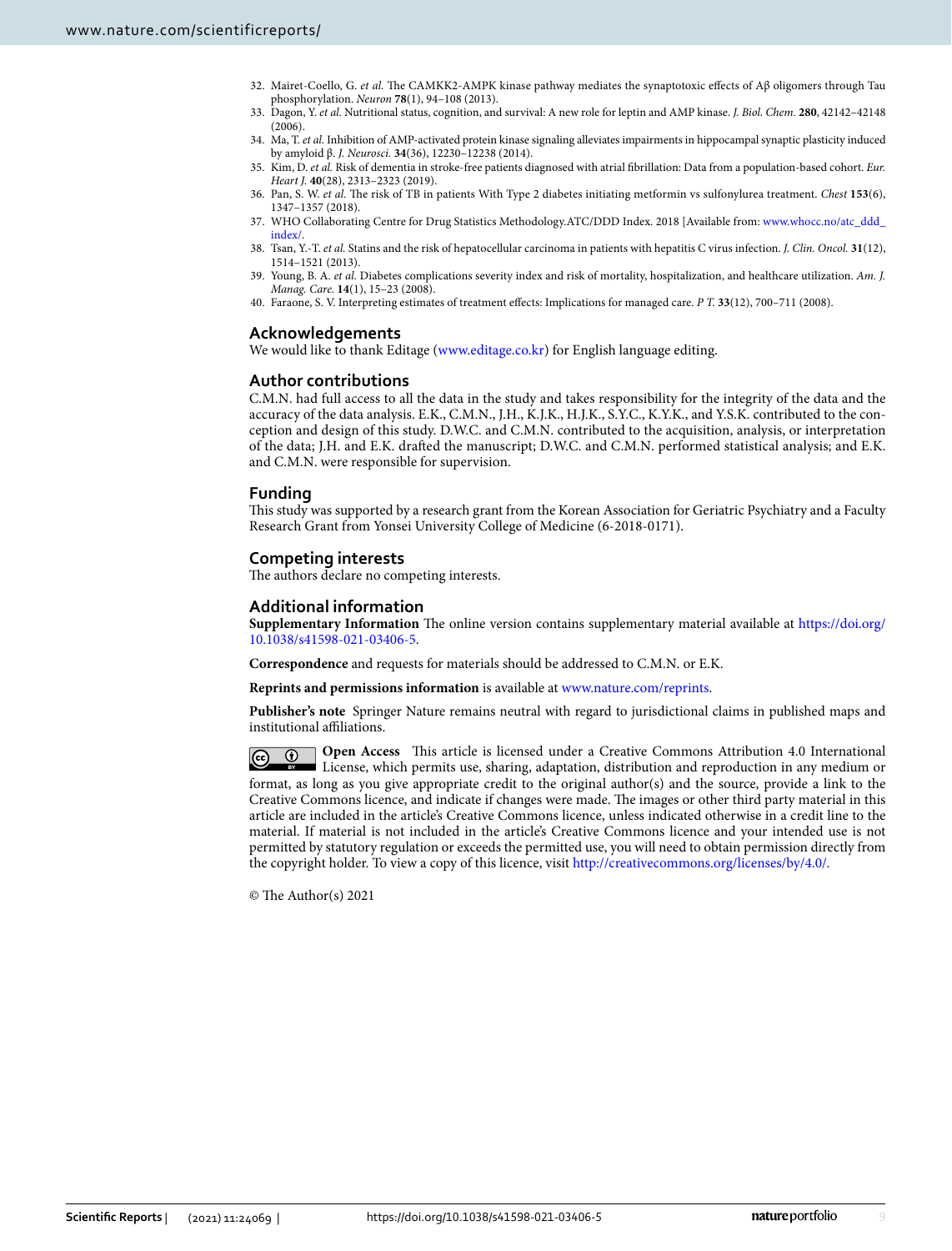32. Mairet-Coello, G. *et al.* The CAMKK2-AMPK kinase pathway mediates the synaptotoxic effects of Aβ oligomers through Tau phosphorylation. *Neuron* **78**(1), 94–108 (2013).
33. Dagon, Y. *et al.* Nutritional status, cognition, and survival: A new role for leptin and AMP kinase. *J. Biol. Chem.* **280**, 42142–42148 (2006).
34. Ma, T. *et al.* Inhibition of AMP-activated protein kinase signaling alleviates impairments in hippocampal synaptic plasticity induced by amyloid β. *J. Neurosci.* **34**(36), 12230–12238 (2014).
35. Kim, D. *et al.* Risk of dementia in stroke-free patients diagnosed with atrial fibrillation: Data from a population-based cohort. *Eur. Heart J.* **40**(28), 2313–2323 (2019).
36. Pan, S. W. *et al.* The risk of TB in patients With Type 2 diabetes initiating metformin vs sulfonylurea treatment. *Chest* **153**(6), 1347–1357 (2018).
37. WHO Collaborating Centre for Drug Statistics Methodology.ATC/DDD Index. 2018 [Available from: www.whocc.no/atc_ddd_index/.
38. Tsan, Y.-T. *et al.* Statins and the risk of hepatocellular carcinoma in patients with hepatitis C virus infection. *J. Clin. Oncol.* **31**(12), 1514–1521 (2013).
39. Young, B. A. *et al.* Diabetes complications severity index and risk of mortality, hospitalization, and healthcare utilization. *Am. J. Manag. Care.* **14**(1), 15–23 (2008).
40. Faraone, S. V. Interpreting estimates of treatment effects: Implications for managed care. *P T.* **33**(12), 700–711 (2008).

## Acknowledgements

We would like to thank Editage (www.editage.co.kr) for English language editing.

## Author contributions

C.M.N. had full access to all the data in the study and takes responsibility for the integrity of the data and the accuracy of the data analysis. E.K., C.M.N., J.H., K.J.K., H.J.K., S.Y.C., K.Y.K., and Y.S.K. contributed to the conception and design of this study. D.W.C. and C.M.N. contributed to the acquisition, analysis, or interpretation of the data; J.H. and E.K. drafted the manuscript; D.W.C. and C.M.N. performed statistical analysis; and E.K. and C.M.N. were responsible for supervision.

## Funding

This study was supported by a research grant from the Korean Association for Geriatric Psychiatry and a Faculty Research Grant from Yonsei University College of Medicine (6-2018-0171).

## Competing interests

The authors declare no competing interests.

## Additional information

**Supplementary Information** The online version contains supplementary material available at https://doi.org/10.1038/s41598-021-03406-5.

**Correspondence** and requests for materials should be addressed to C.M.N. or E.K.

**Reprints and permissions information** is available at www.nature.com/reprints.

**Publisher's note** Springer Nature remains neutral with regard to jurisdictional claims in published maps and institutional affiliations.

**Open Access** This article is licensed under a Creative Commons Attribution 4.0 International License, which permits use, sharing, adaptation, distribution and reproduction in any medium or format, as long as you give appropriate credit to the original author(s) and the source, provide a link to the Creative Commons licence, and indicate if changes were made. The images or other third party material in this article are included in the article's Creative Commons licence, unless indicated otherwise in a credit line to the material. If material is not included in the article's Creative Commons licence and your intended use is not permitted by statutory regulation or exceeds the permitted use, you will need to obtain permission directly from the copyright holder. To view a copy of this licence, visit http://creativecommons.org/licenses/by/4.0/.

© The Author(s) 2021